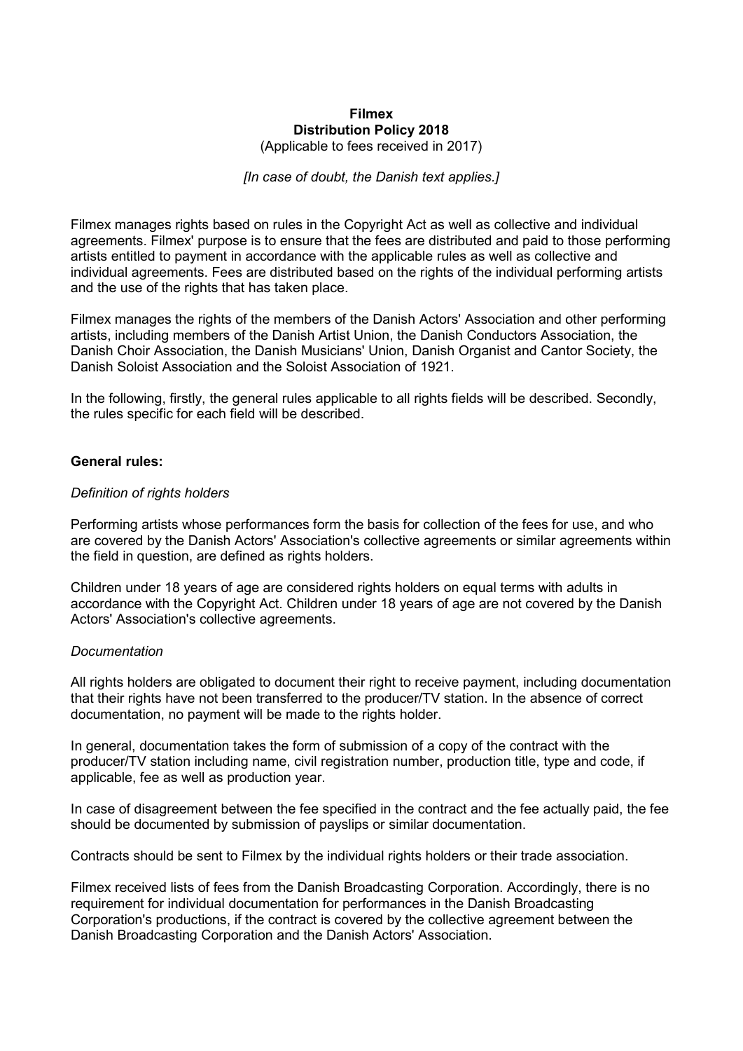# Filmex
## Distribution Policy 2018
(Applicable to fees received in 2017)

*[In case of doubt, the Danish text applies.]*

Filmex manages rights based on rules in the Copyright Act as well as collective and individual agreements. Filmex' purpose is to ensure that the fees are distributed and paid to those performing artists entitled to payment in accordance with the applicable rules as well as collective and individual agreements. Fees are distributed based on the rights of the individual performing artists and the use of the rights that has taken place.

Filmex manages the rights of the members of the Danish Actors' Association and other performing artists, including members of the Danish Artist Union, the Danish Conductors Association, the Danish Choir Association, the Danish Musicians' Union, Danish Organist and Cantor Society, the Danish Soloist Association and the Soloist Association of 1921.

In the following, firstly, the general rules applicable to all rights fields will be described. Secondly, the rules specific for each field will be described.

**General rules:**

*Definition of rights holders*

Performing artists whose performances form the basis for collection of the fees for use, and who are covered by the Danish Actors' Association's collective agreements or similar agreements within the field in question, are defined as rights holders.

Children under 18 years of age are considered rights holders on equal terms with adults in accordance with the Copyright Act. Children under 18 years of age are not covered by the Danish Actors' Association's collective agreements.

*Documentation*

All rights holders are obligated to document their right to receive payment, including documentation that their rights have not been transferred to the producer/TV station. In the absence of correct documentation, no payment will be made to the rights holder.

In general, documentation takes the form of submission of a copy of the contract with the producer/TV station including name, civil registration number, production title, type and code, if applicable, fee as well as production year.

In case of disagreement between the fee specified in the contract and the fee actually paid, the fee should be documented by submission of payslips or similar documentation.

Contracts should be sent to Filmex by the individual rights holders or their trade association.

Filmex received lists of fees from the Danish Broadcasting Corporation. Accordingly, there is no requirement for individual documentation for performances in the Danish Broadcasting Corporation's productions, if the contract is covered by the collective agreement between the Danish Broadcasting Corporation and the Danish Actors' Association.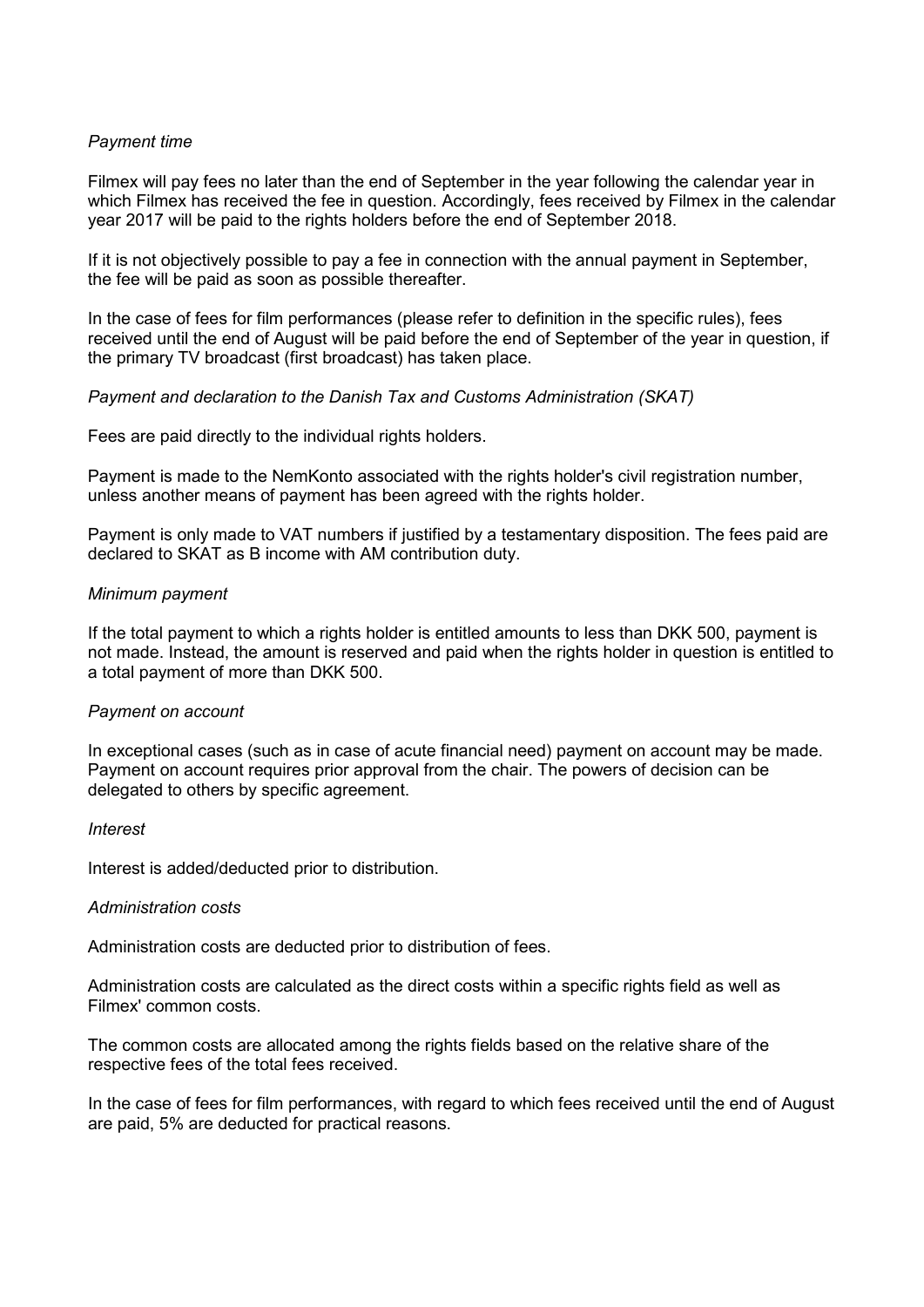*Payment time*

Filmex will pay fees no later than the end of September in the year following the calendar year in which Filmex has received the fee in question. Accordingly, fees received by Filmex in the calendar year 2017 will be paid to the rights holders before the end of September 2018.

If it is not objectively possible to pay a fee in connection with the annual payment in September, the fee will be paid as soon as possible thereafter.

In the case of fees for film performances (please refer to definition in the specific rules), fees received until the end of August will be paid before the end of September of the year in question, if the primary TV broadcast (first broadcast) has taken place.

*Payment and declaration to the Danish Tax and Customs Administration (SKAT)*

Fees are paid directly to the individual rights holders.

Payment is made to the NemKonto associated with the rights holder's civil registration number, unless another means of payment has been agreed with the rights holder.

Payment is only made to VAT numbers if justified by a testamentary disposition. The fees paid are declared to SKAT as B income with AM contribution duty.

*Minimum payment*

If the total payment to which a rights holder is entitled amounts to less than DKK 500, payment is not made. Instead, the amount is reserved and paid when the rights holder in question is entitled to a total payment of more than DKK 500.

*Payment on account*

In exceptional cases (such as in case of acute financial need) payment on account may be made. Payment on account requires prior approval from the chair. The powers of decision can be delegated to others by specific agreement.

*Interest*

Interest is added/deducted prior to distribution.

*Administration costs*

Administration costs are deducted prior to distribution of fees.

Administration costs are calculated as the direct costs within a specific rights field as well as Filmex' common costs.

The common costs are allocated among the rights fields based on the relative share of the respective fees of the total fees received.

In the case of fees for film performances, with regard to which fees received until the end of August are paid, 5% are deducted for practical reasons.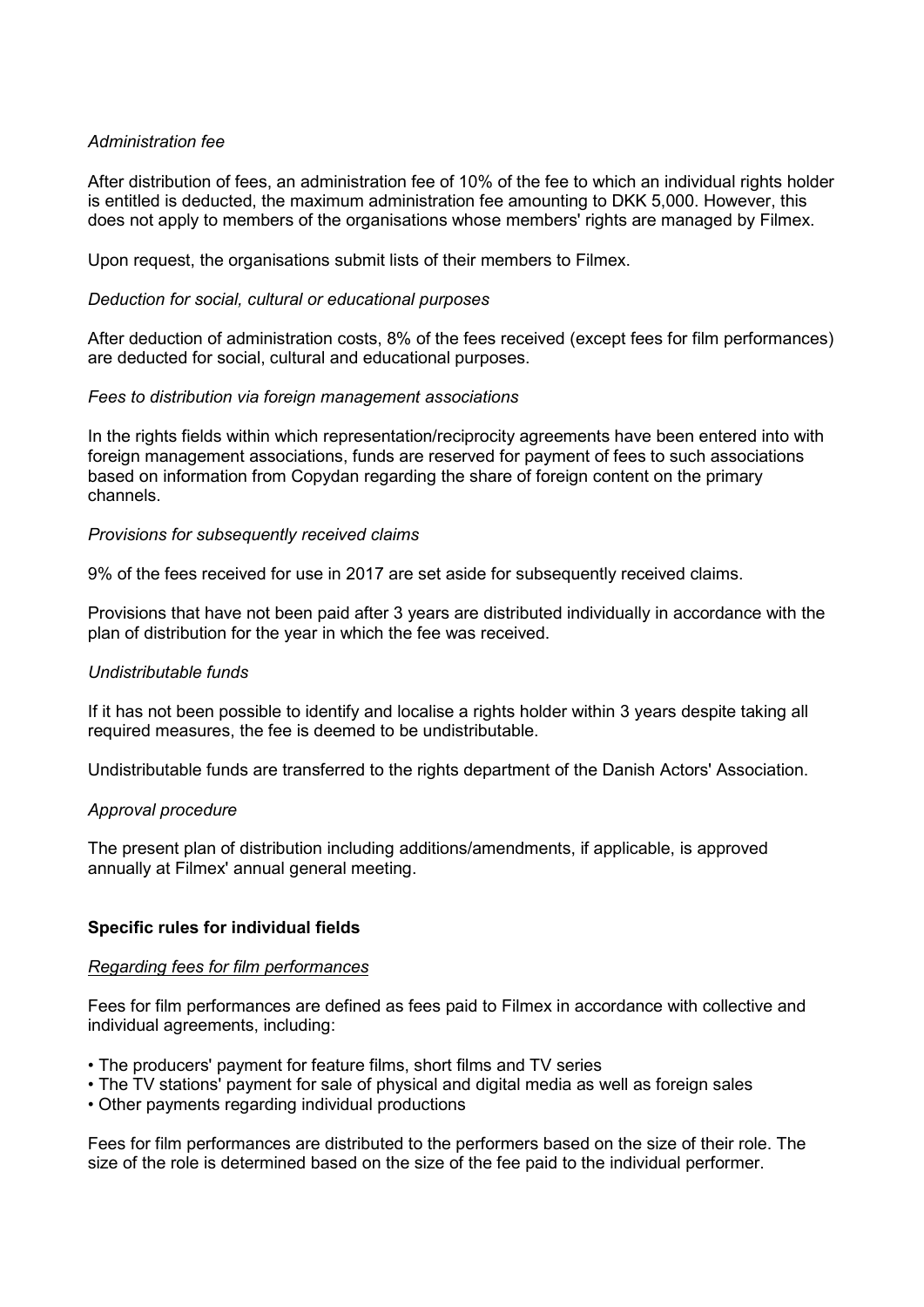*Administration fee*

After distribution of fees, an administration fee of 10% of the fee to which an individual rights holder is entitled is deducted, the maximum administration fee amounting to DKK 5,000. However, this does not apply to members of the organisations whose members' rights are managed by Filmex.

Upon request, the organisations submit lists of their members to Filmex.

*Deduction for social, cultural or educational purposes*

After deduction of administration costs, 8% of the fees received (except fees for film performances) are deducted for social, cultural and educational purposes.

*Fees to distribution via foreign management associations*

In the rights fields within which representation/reciprocity agreements have been entered into with foreign management associations, funds are reserved for payment of fees to such associations based on information from Copydan regarding the share of foreign content on the primary channels.

*Provisions for subsequently received claims*

9% of the fees received for use in 2017 are set aside for subsequently received claims.

Provisions that have not been paid after 3 years are distributed individually in accordance with the plan of distribution for the year in which the fee was received.

*Undistributable funds*

If it has not been possible to identify and localise a rights holder within 3 years despite taking all required measures, the fee is deemed to be undistributable.

Undistributable funds are transferred to the rights department of the Danish Actors' Association.

*Approval procedure*

The present plan of distribution including additions/amendments, if applicable, is approved annually at Filmex' annual general meeting.

**Specific rules for individual fields**

*Regarding fees for film performances*

Fees for film performances are defined as fees paid to Filmex in accordance with collective and individual agreements, including:

- The producers' payment for feature films, short films and TV series
- The TV stations' payment for sale of physical and digital media as well as foreign sales
- Other payments regarding individual productions

Fees for film performances are distributed to the performers based on the size of their role. The size of the role is determined based on the size of the fee paid to the individual performer.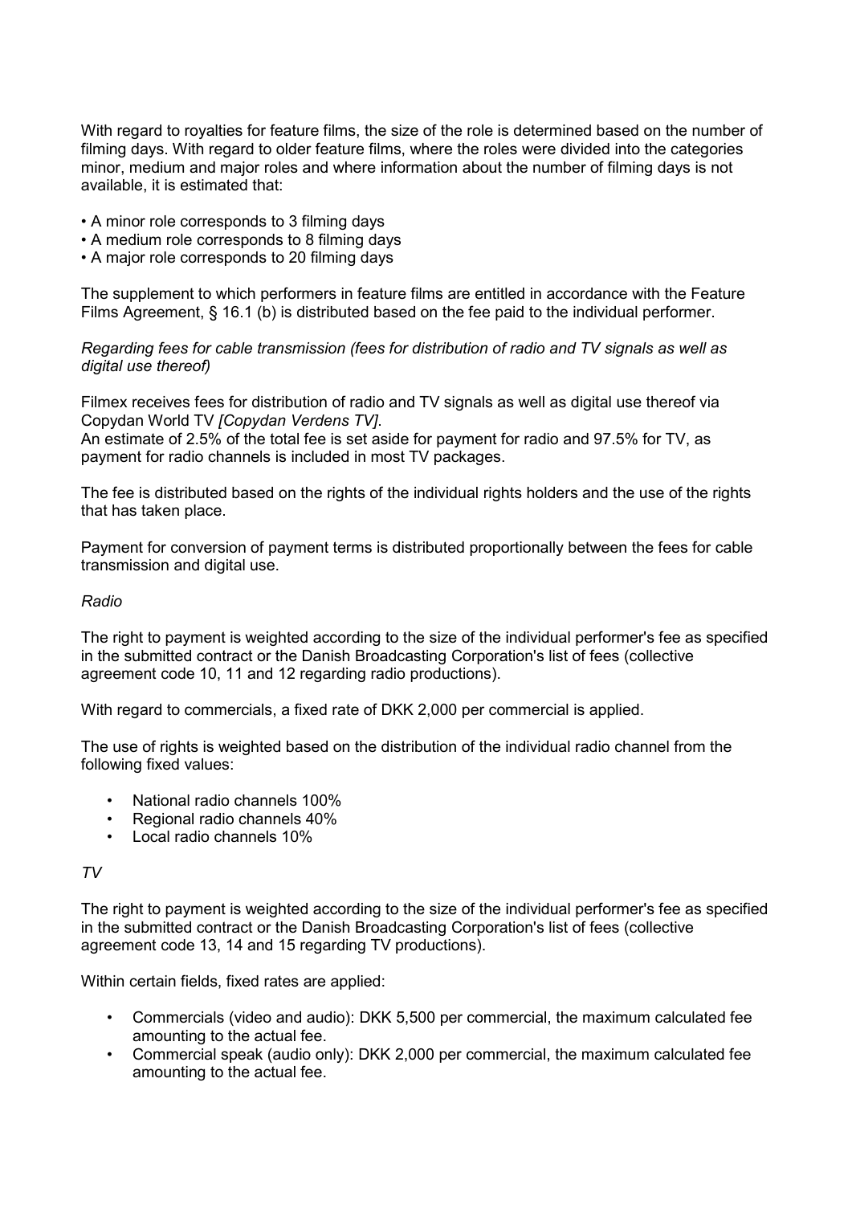With regard to royalties for feature films, the size of the role is determined based on the number of filming days. With regard to older feature films, where the roles were divided into the categories minor, medium and major roles and where information about the number of filming days is not available, it is estimated that:

- A minor role corresponds to 3 filming days
- A medium role corresponds to 8 filming days
- A major role corresponds to 20 filming days

The supplement to which performers in feature films are entitled in accordance with the Feature Films Agreement, § 16.1 (b) is distributed based on the fee paid to the individual performer.

*Regarding fees for cable transmission (fees for distribution of radio and TV signals as well as digital use thereof)*

Filmex receives fees for distribution of radio and TV signals as well as digital use thereof via Copydan World TV *[Copydan Verdens TV]*.
An estimate of 2.5% of the total fee is set aside for payment for radio and 97.5% for TV, as payment for radio channels is included in most TV packages.

The fee is distributed based on the rights of the individual rights holders and the use of the rights that has taken place.

Payment for conversion of payment terms is distributed proportionally between the fees for cable transmission and digital use.

*Radio*

The right to payment is weighted according to the size of the individual performer's fee as specified in the submitted contract or the Danish Broadcasting Corporation's list of fees (collective agreement code 10, 11 and 12 regarding radio productions).

With regard to commercials, a fixed rate of DKK 2,000 per commercial is applied.

The use of rights is weighted based on the distribution of the individual radio channel from the following fixed values:

- National radio channels 100%
- Regional radio channels 40%
- Local radio channels 10%

*TV*

The right to payment is weighted according to the size of the individual performer's fee as specified in the submitted contract or the Danish Broadcasting Corporation's list of fees (collective agreement code 13, 14 and 15 regarding TV productions).

Within certain fields, fixed rates are applied:

- Commercials (video and audio): DKK 5,500 per commercial, the maximum calculated fee amounting to the actual fee.
- Commercial speak (audio only): DKK 2,000 per commercial, the maximum calculated fee amounting to the actual fee.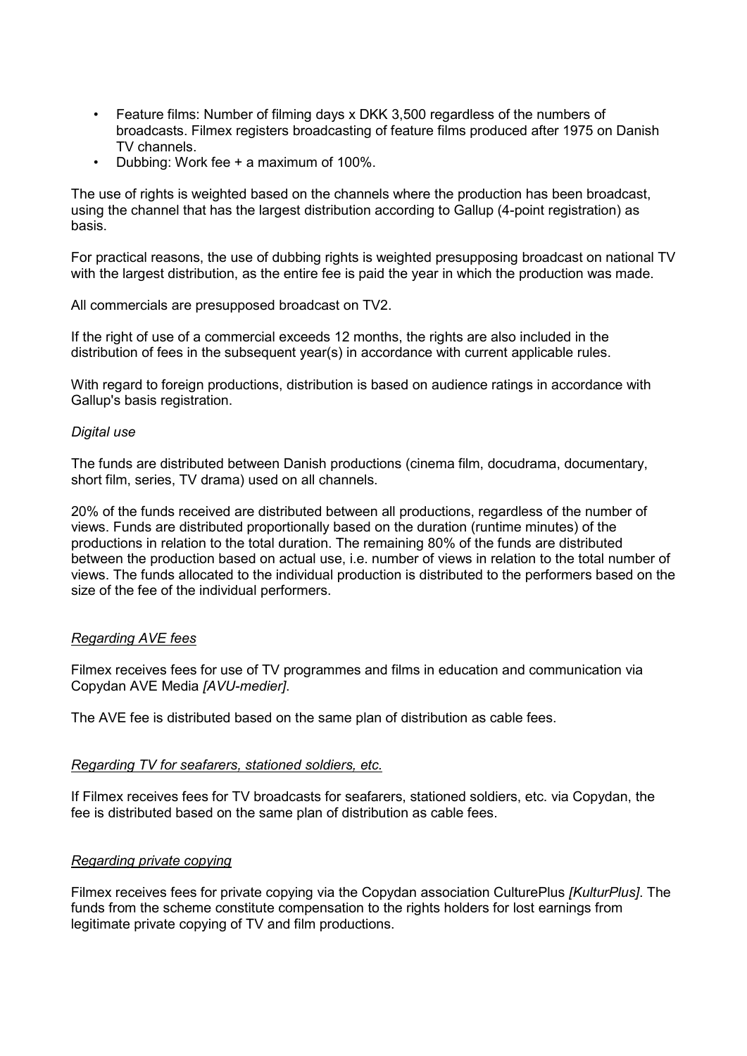- Feature films: Number of filming days x DKK 3,500 regardless of the numbers of broadcasts. Filmex registers broadcasting of feature films produced after 1975 on Danish TV channels.
- Dubbing: Work fee + a maximum of 100%.

The use of rights is weighted based on the channels where the production has been broadcast, using the channel that has the largest distribution according to Gallup (4-point registration) as basis.

For practical reasons, the use of dubbing rights is weighted presupposing broadcast on national TV with the largest distribution, as the entire fee is paid the year in which the production was made.

All commercials are presupposed broadcast on TV2.

If the right of use of a commercial exceeds 12 months, the rights are also included in the distribution of fees in the subsequent year(s) in accordance with current applicable rules.

With regard to foreign productions, distribution is based on audience ratings in accordance with Gallup's basis registration.

*Digital use*

The funds are distributed between Danish productions (cinema film, docudrama, documentary, short film, series, TV drama) used on all channels.

20% of the funds received are distributed between all productions, regardless of the number of views. Funds are distributed proportionally based on the duration (runtime minutes) of the productions in relation to the total duration. The remaining 80% of the funds are distributed between the production based on actual use, i.e. number of views in relation to the total number of views. The funds allocated to the individual production is distributed to the performers based on the size of the fee of the individual performers.

*Regarding AVE fees*

Filmex receives fees for use of TV programmes and films in education and communication via Copydan AVE Media *[AVU-medier]*.

The AVE fee is distributed based on the same plan of distribution as cable fees.

*Regarding TV for seafarers, stationed soldiers, etc.*

If Filmex receives fees for TV broadcasts for seafarers, stationed soldiers, etc. via Copydan, the fee is distributed based on the same plan of distribution as cable fees.

*Regarding private copying*

Filmex receives fees for private copying via the Copydan association CulturePlus *[KulturPlus]*. The funds from the scheme constitute compensation to the rights holders for lost earnings from legitimate private copying of TV and film productions.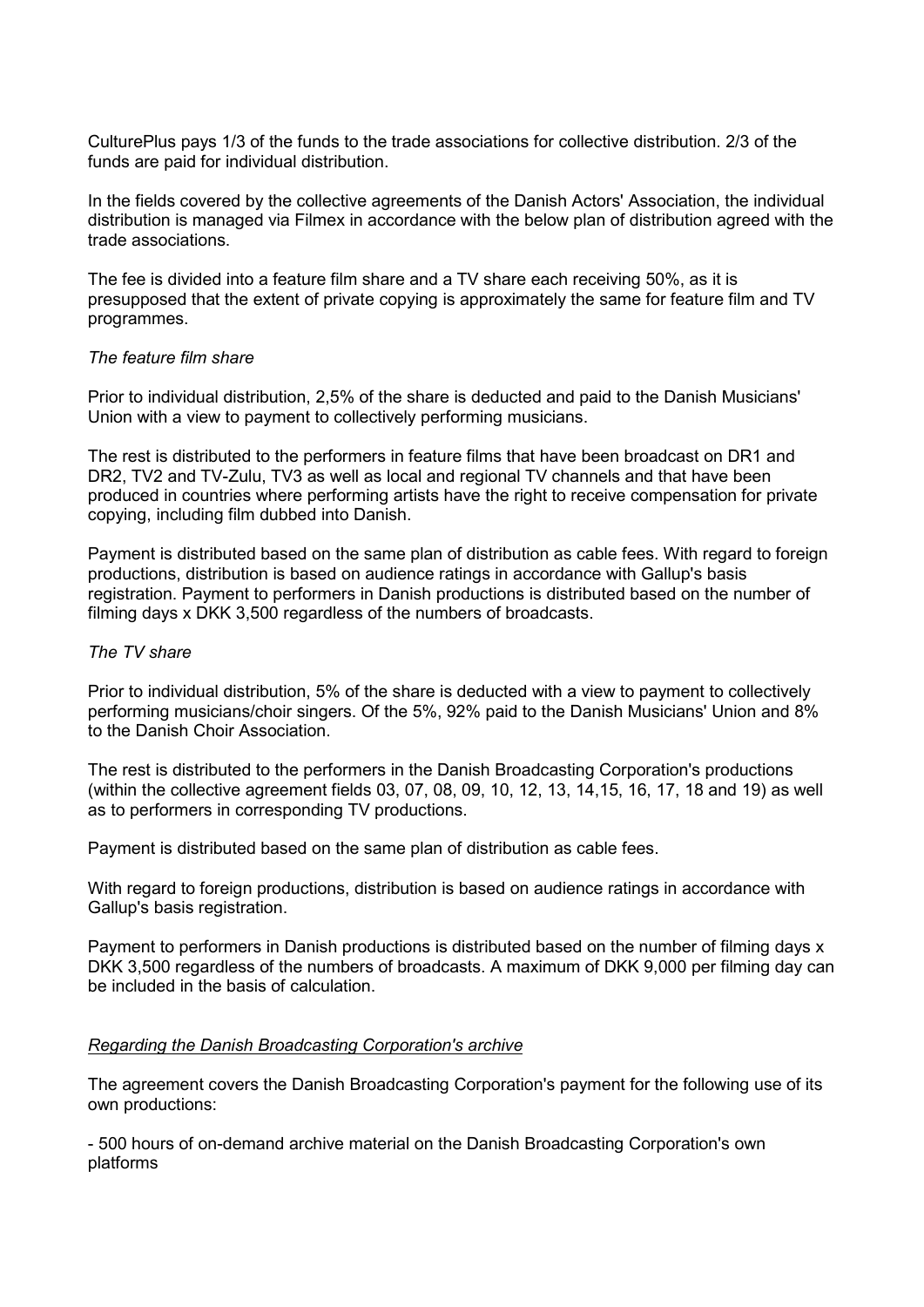CulturePlus pays 1/3 of the funds to the trade associations for collective distribution. 2/3 of the funds are paid for individual distribution.

In the fields covered by the collective agreements of the Danish Actors' Association, the individual distribution is managed via Filmex in accordance with the below plan of distribution agreed with the trade associations.

The fee is divided into a feature film share and a TV share each receiving 50%, as it is presupposed that the extent of private copying is approximately the same for feature film and TV programmes.

*The feature film share*

Prior to individual distribution, 2,5% of the share is deducted and paid to the Danish Musicians' Union with a view to payment to collectively performing musicians.

The rest is distributed to the performers in feature films that have been broadcast on DR1 and DR2, TV2 and TV-Zulu, TV3 as well as local and regional TV channels and that have been produced in countries where performing artists have the right to receive compensation for private copying, including film dubbed into Danish.

Payment is distributed based on the same plan of distribution as cable fees. With regard to foreign productions, distribution is based on audience ratings in accordance with Gallup's basis registration. Payment to performers in Danish productions is distributed based on the number of filming days x DKK 3,500 regardless of the numbers of broadcasts.

*The TV share*

Prior to individual distribution, 5% of the share is deducted with a view to payment to collectively performing musicians/choir singers. Of the 5%, 92% paid to the Danish Musicians' Union and 8% to the Danish Choir Association.

The rest is distributed to the performers in the Danish Broadcasting Corporation's productions (within the collective agreement fields 03, 07, 08, 09, 10, 12, 13, 14,15, 16, 17, 18 and 19) as well as to performers in corresponding TV productions.

Payment is distributed based on the same plan of distribution as cable fees.

With regard to foreign productions, distribution is based on audience ratings in accordance with Gallup's basis registration.

Payment to performers in Danish productions is distributed based on the number of filming days x DKK 3,500 regardless of the numbers of broadcasts. A maximum of DKK 9,000 per filming day can be included in the basis of calculation.

*Regarding the Danish Broadcasting Corporation's archive*

The agreement covers the Danish Broadcasting Corporation's payment for the following use of its own productions:

- 500 hours of on-demand archive material on the Danish Broadcasting Corporation's own platforms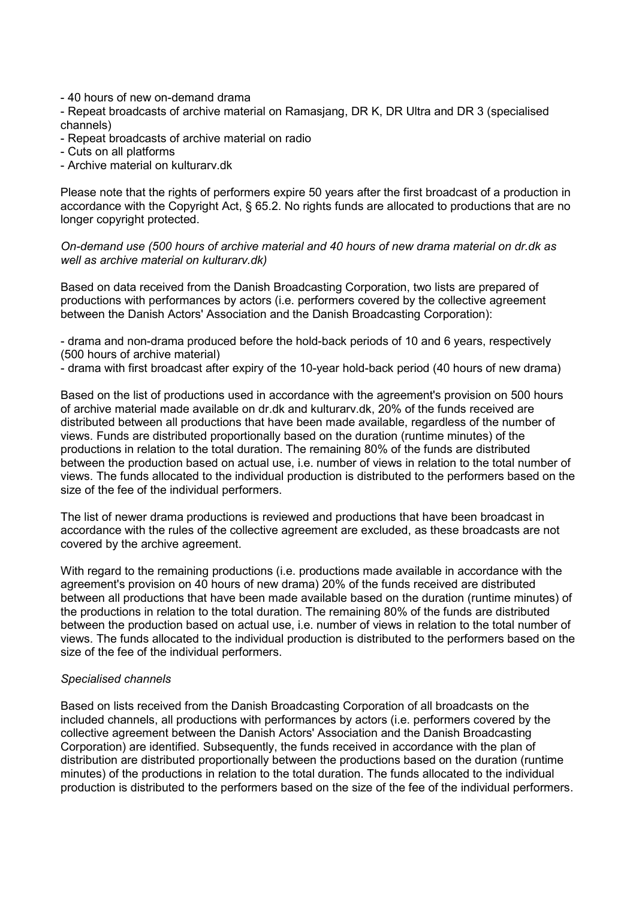- 40 hours of new on-demand drama
- Repeat broadcasts of archive material on Ramasjang, DR K, DR Ultra and DR 3 (specialised channels)
- Repeat broadcasts of archive material on radio
- Cuts on all platforms
- Archive material on kulturarv.dk

Please note that the rights of performers expire 50 years after the first broadcast of a production in accordance with the Copyright Act, § 65.2. No rights funds are allocated to productions that are no longer copyright protected.

*On-demand use (500 hours of archive material and 40 hours of new drama material on dr.dk as well as archive material on kulturarv.dk)*

Based on data received from the Danish Broadcasting Corporation, two lists are prepared of productions with performances by actors (i.e. performers covered by the collective agreement between the Danish Actors' Association and the Danish Broadcasting Corporation):

- drama and non-drama produced before the hold-back periods of 10 and 6 years, respectively (500 hours of archive material)
- drama with first broadcast after expiry of the 10-year hold-back period (40 hours of new drama)

Based on the list of productions used in accordance with the agreement's provision on 500 hours of archive material made available on dr.dk and kulturarv.dk, 20% of the funds received are distributed between all productions that have been made available, regardless of the number of views. Funds are distributed proportionally based on the duration (runtime minutes) of the productions in relation to the total duration. The remaining 80% of the funds are distributed between the production based on actual use, i.e. number of views in relation to the total number of views. The funds allocated to the individual production is distributed to the performers based on the size of the fee of the individual performers.

The list of newer drama productions is reviewed and productions that have been broadcast in accordance with the rules of the collective agreement are excluded, as these broadcasts are not covered by the archive agreement.

With regard to the remaining productions (i.e. productions made available in accordance with the agreement's provision on 40 hours of new drama) 20% of the funds received are distributed between all productions that have been made available based on the duration (runtime minutes) of the productions in relation to the total duration. The remaining 80% of the funds are distributed between the production based on actual use, i.e. number of views in relation to the total number of views. The funds allocated to the individual production is distributed to the performers based on the size of the fee of the individual performers.

*Specialised channels*

Based on lists received from the Danish Broadcasting Corporation of all broadcasts on the included channels, all productions with performances by actors (i.e. performers covered by the collective agreement between the Danish Actors' Association and the Danish Broadcasting Corporation) are identified. Subsequently, the funds received in accordance with the plan of distribution are distributed proportionally between the productions based on the duration (runtime minutes) of the productions in relation to the total duration. The funds allocated to the individual production is distributed to the performers based on the size of the fee of the individual performers.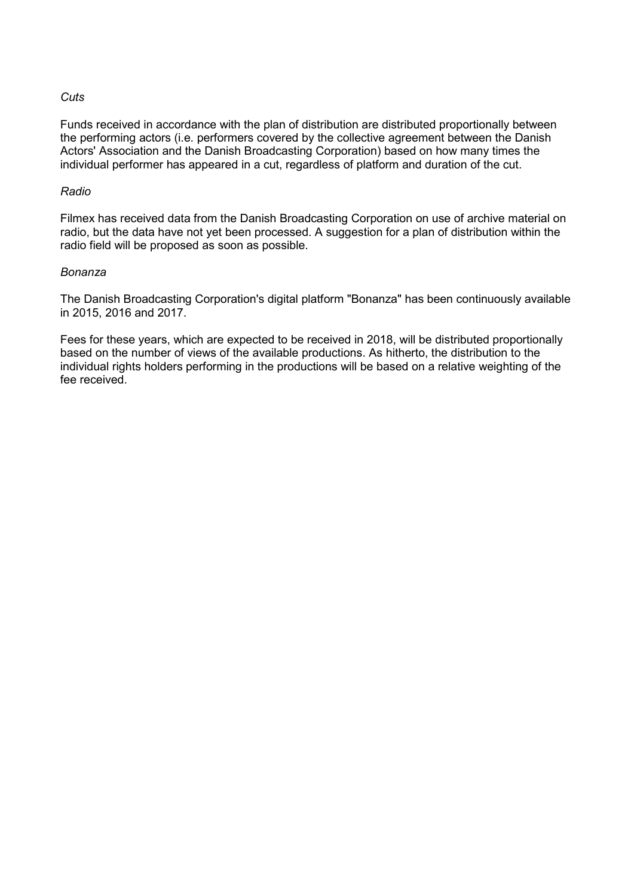*Cuts*

Funds received in accordance with the plan of distribution are distributed proportionally between the performing actors (i.e. performers covered by the collective agreement between the Danish Actors' Association and the Danish Broadcasting Corporation) based on how many times the individual performer has appeared in a cut, regardless of platform and duration of the cut.

*Radio*

Filmex has received data from the Danish Broadcasting Corporation on use of archive material on radio, but the data have not yet been processed. A suggestion for a plan of distribution within the radio field will be proposed as soon as possible.

*Bonanza*

The Danish Broadcasting Corporation's digital platform "Bonanza" has been continuously available in 2015, 2016 and 2017.

Fees for these years, which are expected to be received in 2018, will be distributed proportionally based on the number of views of the available productions. As hitherto, the distribution to the individual rights holders performing in the productions will be based on a relative weighting of the fee received.